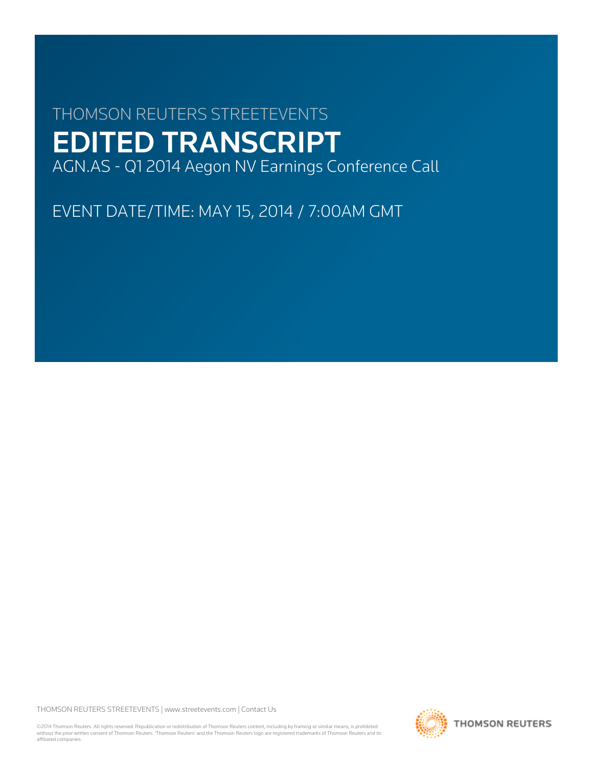THOMSON REUTERS STREETEVENTS

# EDITED TRANSCRIPT

AGN.AS - Q1 2014 Aegon NV Earnings Conference Call

EVENT DATE/TIME: MAY 15, 2014 / 7:00AM GMT

THOMSON REUTERS STREETEVENTS | www.streetevents.com | Contact Us

©2014 Thomson Reuters. All rights reserved. Republication or redistribution of Thomson Reuters content, including by framing or similar means, is prohibited without the prior written consent of Thomson Reuters. 'Thomson Reuters' and the Thomson Reuters logo are registered trademarks of Thomson Reuters and its affiliated companies.

THOMSON REUTERS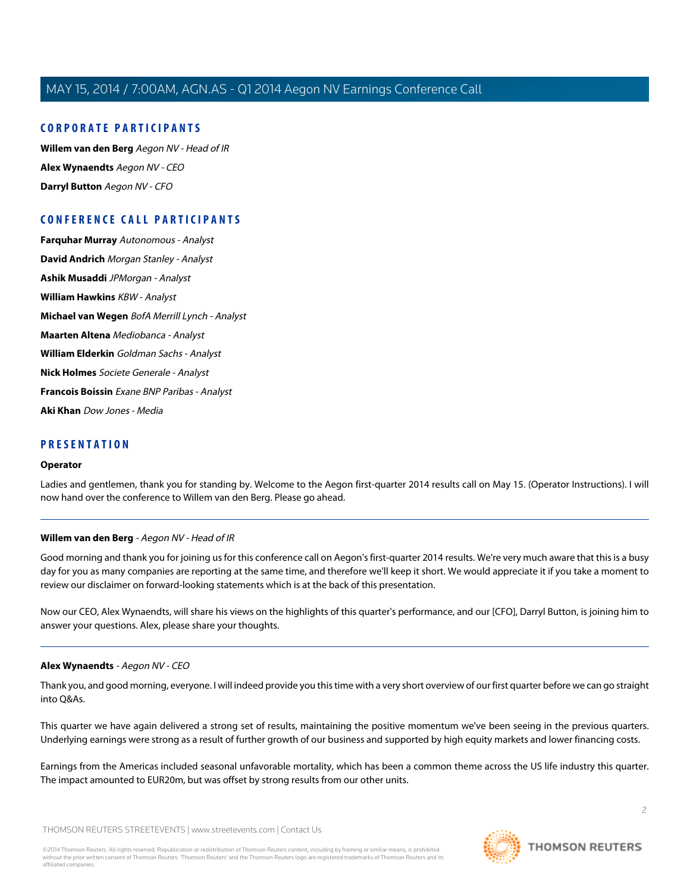## CORPORATE PARTICIPANTS

**Willem van den Berg** *Aegon NV - Head of IR*

**Alex Wynaendts** *Aegon NV - CEO*

**Darryl Button** *Aegon NV - CFO*

## CONFERENCE CALL PARTICIPANTS

**Farquhar Murray** *Autonomous - Analyst*

**David Andrich** *Morgan Stanley - Analyst*

**Ashik Musaddi** *JPMorgan - Analyst*

**William Hawkins** *KBW - Analyst*

**Michael van Wegen** *BofA Merrill Lynch - Analyst*

**Maarten Altena** *Mediobanca - Analyst*

**William Elderkin** *Goldman Sachs - Analyst*

**Nick Holmes** *Societe Generale - Analyst*

**Francois Boissin** *Exane BNP Paribas - Analyst*

**Aki Khan** *Dow Jones - Media*

## PRESENTATION

### Operator

Ladies and gentlemen, thank you for standing by. Welcome to the Aegon first-quarter 2014 results call on May 15. (Operator Instructions). I will now hand over the conference to Willem van den Berg. Please go ahead.

---

### Willem van den Berg - *Aegon NV - Head of IR*

Good morning and thank you for joining us for this conference call on Aegon's first-quarter 2014 results. We're very much aware that this is a busy day for you as many companies are reporting at the same time, and therefore we'll keep it short. We would appreciate it if you take a moment to review our disclaimer on forward-looking statements which is at the back of this presentation.

Now our CEO, Alex Wynaendts, will share his views on the highlights of this quarter's performance, and our [CFO], Darryl Button, is joining him to answer your questions. Alex, please share your thoughts.

---

### Alex Wynaendts - *Aegon NV - CEO*

Thank you, and good morning, everyone. I will indeed provide you this time with a very short overview of our first quarter before we can go straight into Q&As.

This quarter we have again delivered a strong set of results, maintaining the positive momentum we've been seeing in the previous quarters. Underlying earnings were strong as a result of further growth of our business and supported by high equity markets and lower financing costs.

Earnings from the Americas included seasonal unfavorable mortality, which has been a common theme across the US life industry this quarter. The impact amounted to EUR20m, but was offset by strong results from our other units.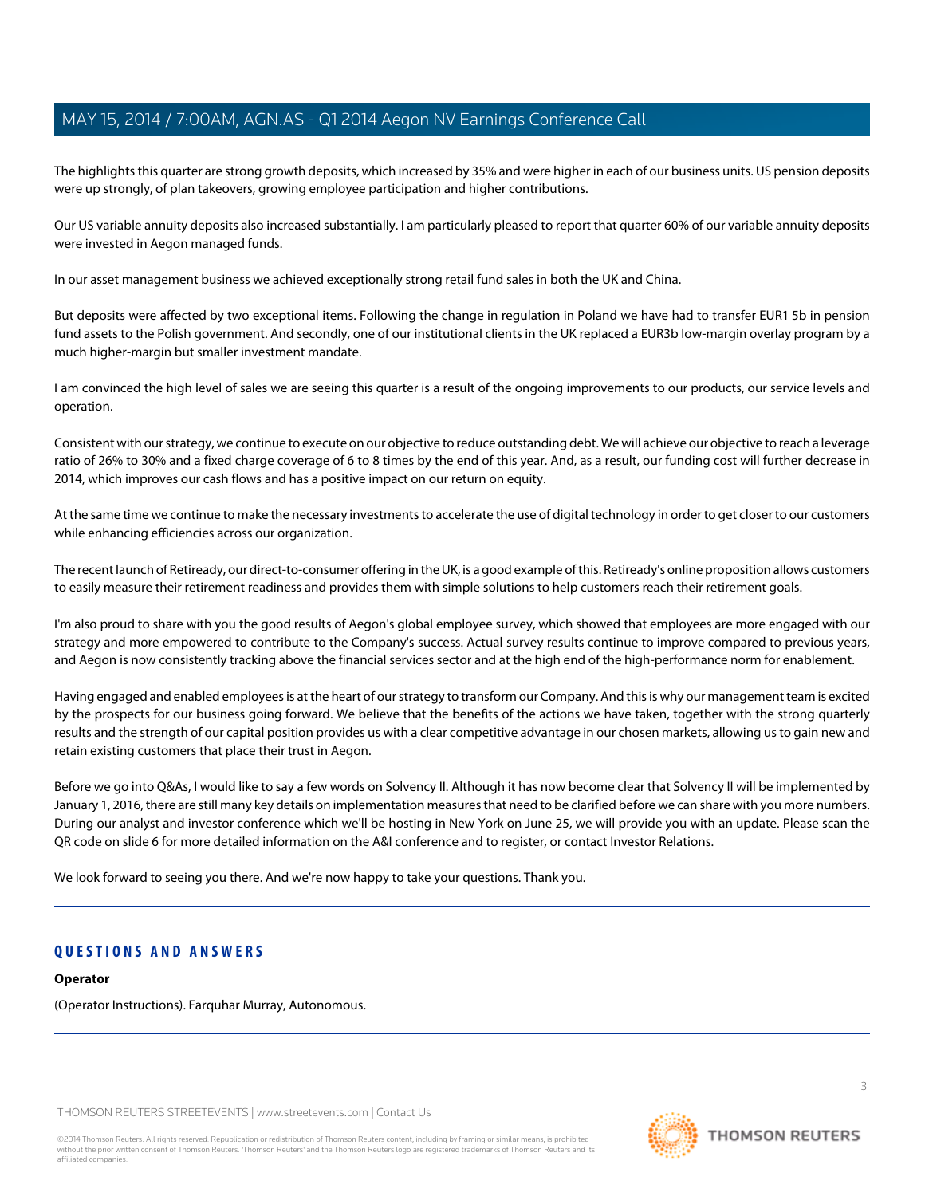The highlights this quarter are strong growth deposits, which increased by 35% and were higher in each of our business units. US pension deposits were up strongly, of plan takeovers, growing employee participation and higher contributions.

Our US variable annuity deposits also increased substantially. I am particularly pleased to report that quarter 60% of our variable annuity deposits were invested in Aegon managed funds.

In our asset management business we achieved exceptionally strong retail fund sales in both the UK and China.

But deposits were affected by two exceptional items. Following the change in regulation in Poland we have had to transfer EUR1 5b in pension fund assets to the Polish government. And secondly, one of our institutional clients in the UK replaced a EUR3b low-margin overlay program by a much higher-margin but smaller investment mandate.

I am convinced the high level of sales we are seeing this quarter is a result of the ongoing improvements to our products, our service levels and operation.

Consistent with our strategy, we continue to execute on our objective to reduce outstanding debt. We will achieve our objective to reach a leverage ratio of 26% to 30% and a fixed charge coverage of 6 to 8 times by the end of this year. And, as a result, our funding cost will further decrease in 2014, which improves our cash flows and has a positive impact on our return on equity.

At the same time we continue to make the necessary investments to accelerate the use of digital technology in order to get closer to our customers while enhancing efficiencies across our organization.

The recent launch of Retiready, our direct-to-consumer offering in the UK, is a good example of this. Retiready's online proposition allows customers to easily measure their retirement readiness and provides them with simple solutions to help customers reach their retirement goals.

I'm also proud to share with you the good results of Aegon's global employee survey, which showed that employees are more engaged with our strategy and more empowered to contribute to the Company's success. Actual survey results continue to improve compared to previous years, and Aegon is now consistently tracking above the financial services sector and at the high end of the high-performance norm for enablement.

Having engaged and enabled employees is at the heart of our strategy to transform our Company. And this is why our management team is excited by the prospects for our business going forward. We believe that the benefits of the actions we have taken, together with the strong quarterly results and the strength of our capital position provides us with a clear competitive advantage in our chosen markets, allowing us to gain new and retain existing customers that place their trust in Aegon.

Before we go into Q&As, I would like to say a few words on Solvency II. Although it has now become clear that Solvency II will be implemented by January 1, 2016, there are still many key details on implementation measures that need to be clarified before we can share with you more numbers. During our analyst and investor conference which we'll be hosting in New York on June 25, we will provide you with an update. Please scan the QR code on slide 6 for more detailed information on the A&I conference and to register, or contact Investor Relations.

We look forward to seeing you there. And we're now happy to take your questions. Thank you.

## QUESTIONS AND ANSWERS

**Operator**

(Operator Instructions). Farquhar Murray, Autonomous.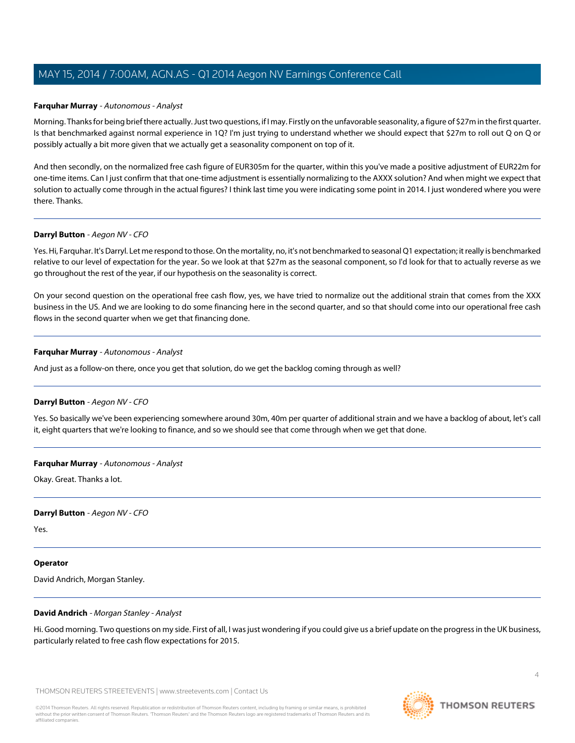**Farquhar Murray** - *Autonomous - Analyst*

Morning. Thanks for being brief there actually. Just two questions, if I may. Firstly on the unfavorable seasonality, a figure of $27m in the first quarter. Is that benchmarked against normal experience in 1Q? I'm just trying to understand whether we should expect that $27m to roll out Q on Q or possibly actually a bit more given that we actually get a seasonality component on top of it.

And then secondly, on the normalized free cash figure of EUR305m for the quarter, within this you've made a positive adjustment of EUR22m for one-time items. Can I just confirm that that one-time adjustment is essentially normalizing to the AXXX solution? And when might we expect that solution to actually come through in the actual figures? I think last time you were indicating some point in 2014. I just wondered where you were there. Thanks.

---

**Darryl Button** - *Aegon NV - CFO*

Yes. Hi, Farquhar. It's Darryl. Let me respond to those. On the mortality, no, it's not benchmarked to seasonal Q1 expectation; it really is benchmarked relative to our level of expectation for the year. So we look at that $27m as the seasonal component, so I'd look for that to actually reverse as we go throughout the rest of the year, if our hypothesis on the seasonality is correct.

On your second question on the operational free cash flow, yes, we have tried to normalize out the additional strain that comes from the XXX business in the US. And we are looking to do some financing here in the second quarter, and so that should come into our operational free cash flows in the second quarter when we get that financing done.

---

**Farquhar Murray** - *Autonomous - Analyst*

And just as a follow-on there, once you get that solution, do we get the backlog coming through as well?

---

**Darryl Button** - *Aegon NV - CFO*

Yes. So basically we've been experiencing somewhere around 30m, 40m per quarter of additional strain and we have a backlog of about, let's call it, eight quarters that we're looking to finance, and so we should see that come through when we get that done.

---

**Farquhar Murray** - *Autonomous - Analyst*

Okay. Great. Thanks a lot.

---

**Darryl Button** - *Aegon NV - CFO*

Yes.

---

**Operator**

David Andrich, Morgan Stanley.

---

**David Andrich** - *Morgan Stanley - Analyst*

Hi. Good morning. Two questions on my side. First of all, I was just wondering if you could give us a brief update on the progress in the UK business, particularly related to free cash flow expectations for 2015.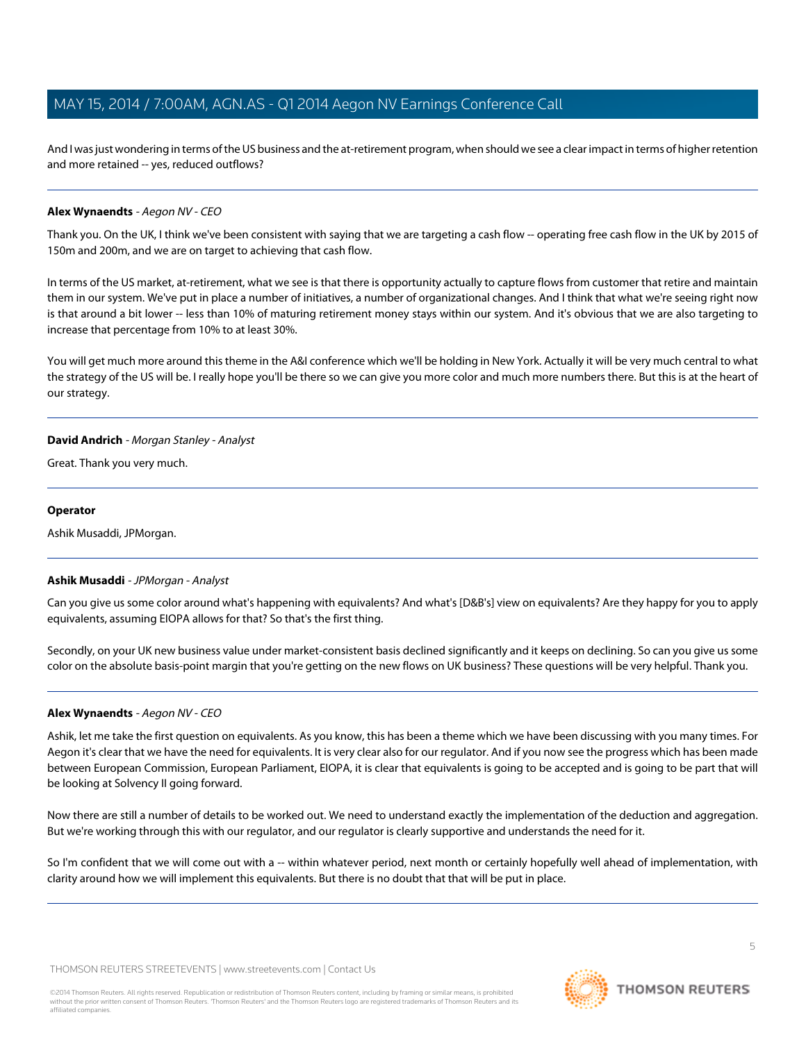And I was just wondering in terms of the US business and the at-retirement program, when should we see a clear impact in terms of higher retention and more retained -- yes, reduced outflows?

---

**Alex Wynaendts** - *Aegon NV - CEO*

Thank you. On the UK, I think we've been consistent with saying that we are targeting a cash flow -- operating free cash flow in the UK by 2015 of 150m and 200m, and we are on target to achieving that cash flow.

In terms of the US market, at-retirement, what we see is that there is opportunity actually to capture flows from customer that retire and maintain them in our system. We've put in place a number of initiatives, a number of organizational changes. And I think that what we're seeing right now is that around a bit lower -- less than 10% of maturing retirement money stays within our system. And it's obvious that we are also targeting to increase that percentage from 10% to at least 30%.

You will get much more around this theme in the A&I conference which we'll be holding in New York. Actually it will be very much central to what the strategy of the US will be. I really hope you'll be there so we can give you more color and much more numbers there. But this is at the heart of our strategy.

---

**David Andrich** - *Morgan Stanley - Analyst*

Great. Thank you very much.

---

**Operator**

Ashik Musaddi, JPMorgan.

---

**Ashik Musaddi** - *JPMorgan - Analyst*

Can you give us some color around what's happening with equivalents? And what's [D&B's] view on equivalents? Are they happy for you to apply equivalents, assuming EIOPA allows for that? So that's the first thing.

Secondly, on your UK new business value under market-consistent basis declined significantly and it keeps on declining. So can you give us some color on the absolute basis-point margin that you're getting on the new flows on UK business? These questions will be very helpful. Thank you.

---

**Alex Wynaendts** - *Aegon NV - CEO*

Ashik, let me take the first question on equivalents. As you know, this has been a theme which we have been discussing with you many times. For Aegon it's clear that we have the need for equivalents. It is very clear also for our regulator. And if you now see the progress which has been made between European Commission, European Parliament, EIOPA, it is clear that equivalents is going to be accepted and is going to be part that will be looking at Solvency II going forward.

Now there are still a number of details to be worked out. We need to understand exactly the implementation of the deduction and aggregation. But we're working through this with our regulator, and our regulator is clearly supportive and understands the need for it.

So I'm confident that we will come out with a -- within whatever period, next month or certainly hopefully well ahead of implementation, with clarity around how we will implement this equivalents. But there is no doubt that that will be put in place.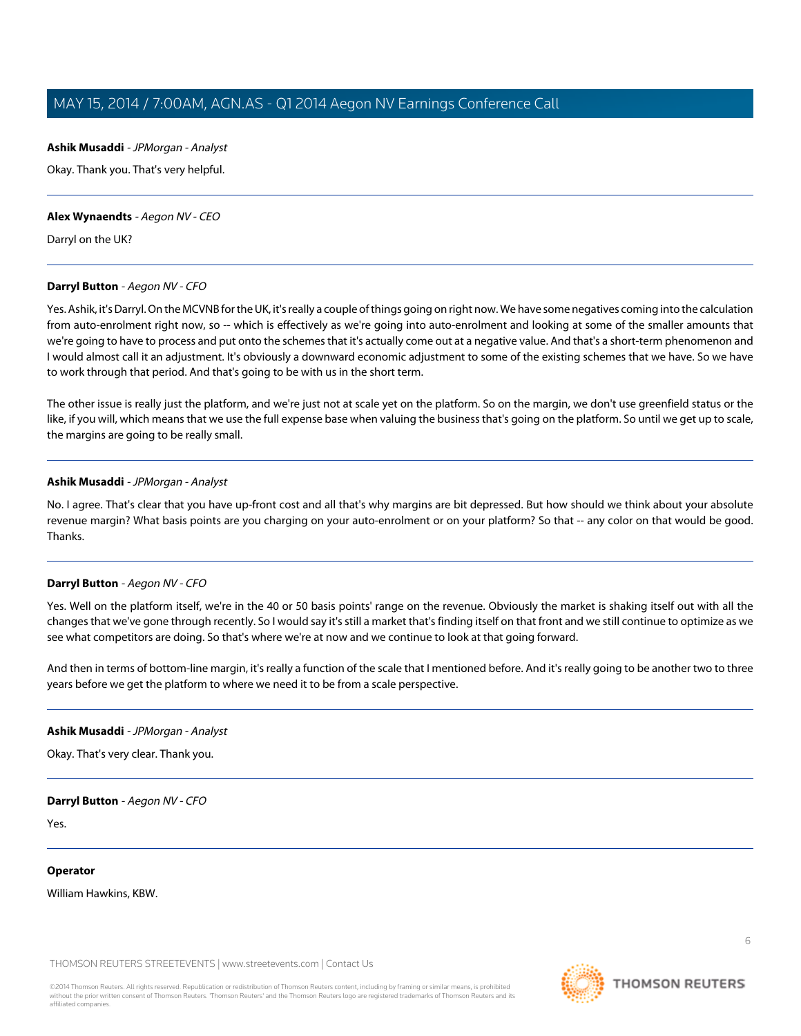**Ashik Musaddi** - *JPMorgan - Analyst*

Okay. Thank you. That's very helpful.

---

**Alex Wynaendts** - *Aegon NV - CEO*

Darryl on the UK?

---

**Darryl Button** - *Aegon NV - CFO*

Yes. Ashik, it's Darryl. On the MCVNB for the UK, it's really a couple of things going on right now. We have some negatives coming into the calculation from auto-enrolment right now, so -- which is effectively as we're going into auto-enrolment and looking at some of the smaller amounts that we're going to have to process and put onto the schemes that it's actually come out at a negative value. And that's a short-term phenomenon and I would almost call it an adjustment. It's obviously a downward economic adjustment to some of the existing schemes that we have. So we have to work through that period. And that's going to be with us in the short term.

The other issue is really just the platform, and we're just not at scale yet on the platform. So on the margin, we don't use greenfield status or the like, if you will, which means that we use the full expense base when valuing the business that's going on the platform. So until we get up to scale, the margins are going to be really small.

---

**Ashik Musaddi** - *JPMorgan - Analyst*

No. I agree. That's clear that you have up-front cost and all that's why margins are bit depressed. But how should we think about your absolute revenue margin? What basis points are you charging on your auto-enrolment or on your platform? So that -- any color on that would be good. Thanks.

---

**Darryl Button** - *Aegon NV - CFO*

Yes. Well on the platform itself, we're in the 40 or 50 basis points' range on the revenue. Obviously the market is shaking itself out with all the changes that we've gone through recently. So I would say it's still a market that's finding itself on that front and we still continue to optimize as we see what competitors are doing. So that's where we're at now and we continue to look at that going forward.

And then in terms of bottom-line margin, it's really a function of the scale that I mentioned before. And it's really going to be another two to three years before we get the platform to where we need it to be from a scale perspective.

---

**Ashik Musaddi** - *JPMorgan - Analyst*

Okay. That's very clear. Thank you.

---

**Darryl Button** - *Aegon NV - CFO*

Yes.

---

**Operator**

William Hawkins, KBW.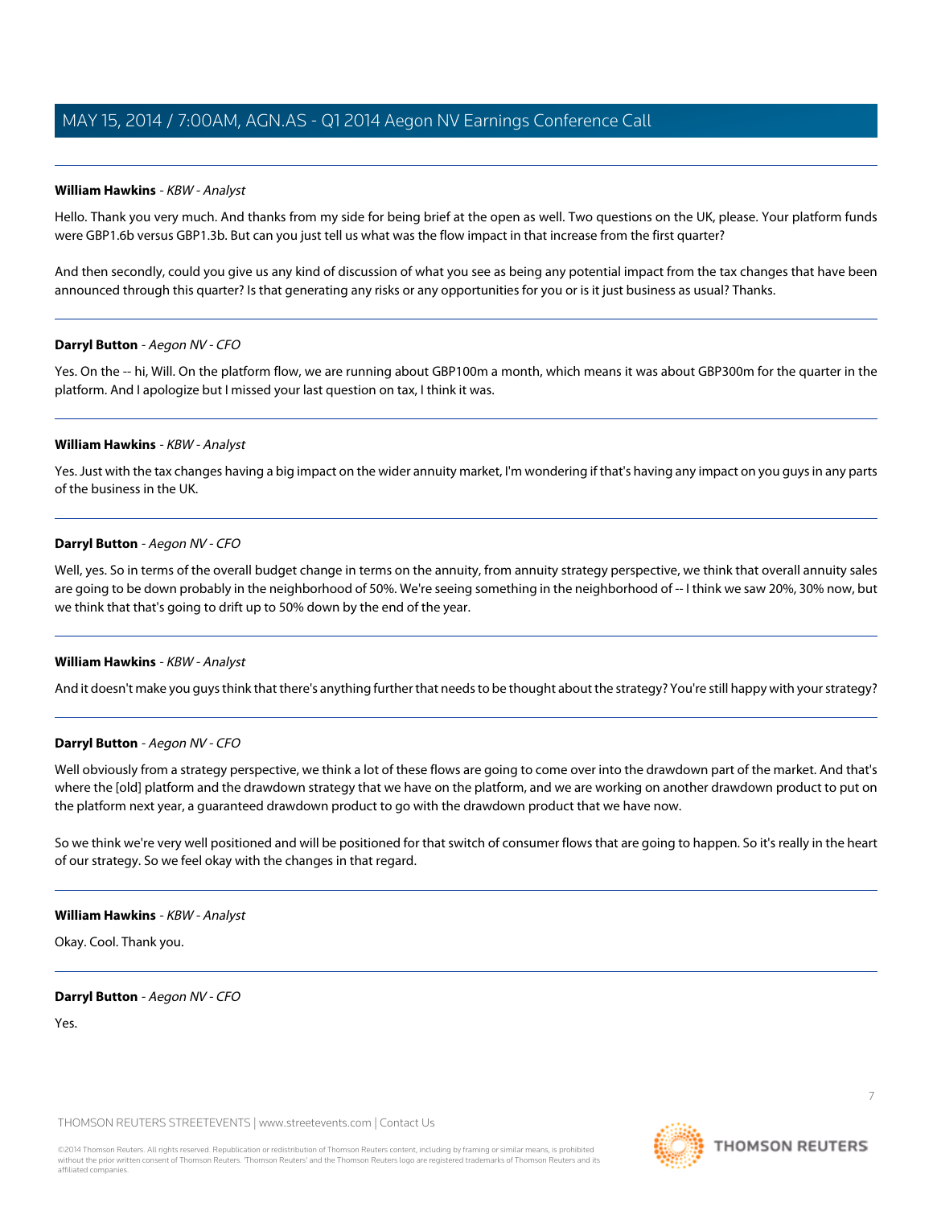**William Hawkins** - *KBW - Analyst*

Hello. Thank you very much. And thanks from my side for being brief at the open as well. Two questions on the UK, please. Your platform funds were GBP1.6b versus GBP1.3b. But can you just tell us what was the flow impact in that increase from the first quarter?

And then secondly, could you give us any kind of discussion of what you see as being any potential impact from the tax changes that have been announced through this quarter? Is that generating any risks or any opportunities for you or is it just business as usual? Thanks.

---

**Darryl Button** - *Aegon NV - CFO*

Yes. On the -- hi, Will. On the platform flow, we are running about GBP100m a month, which means it was about GBP300m for the quarter in the platform. And I apologize but I missed your last question on tax, I think it was.

---

**William Hawkins** - *KBW - Analyst*

Yes. Just with the tax changes having a big impact on the wider annuity market, I'm wondering if that's having any impact on you guys in any parts of the business in the UK.

---

**Darryl Button** - *Aegon NV - CFO*

Well, yes. So in terms of the overall budget change in terms on the annuity, from annuity strategy perspective, we think that overall annuity sales are going to be down probably in the neighborhood of 50%. We're seeing something in the neighborhood of -- I think we saw 20%, 30% now, but we think that that's going to drift up to 50% down by the end of the year.

---

**William Hawkins** - *KBW - Analyst*

And it doesn't make you guys think that there's anything further that needs to be thought about the strategy? You're still happy with your strategy?

---

**Darryl Button** - *Aegon NV - CFO*

Well obviously from a strategy perspective, we think a lot of these flows are going to come over into the drawdown part of the market. And that's where the [old] platform and the drawdown strategy that we have on the platform, and we are working on another drawdown product to put on the platform next year, a guaranteed drawdown product to go with the drawdown product that we have now.

So we think we're very well positioned and will be positioned for that switch of consumer flows that are going to happen. So it's really in the heart of our strategy. So we feel okay with the changes in that regard.

---

**William Hawkins** - *KBW - Analyst*

Okay. Cool. Thank you.

---

**Darryl Button** - *Aegon NV - CFO*

Yes.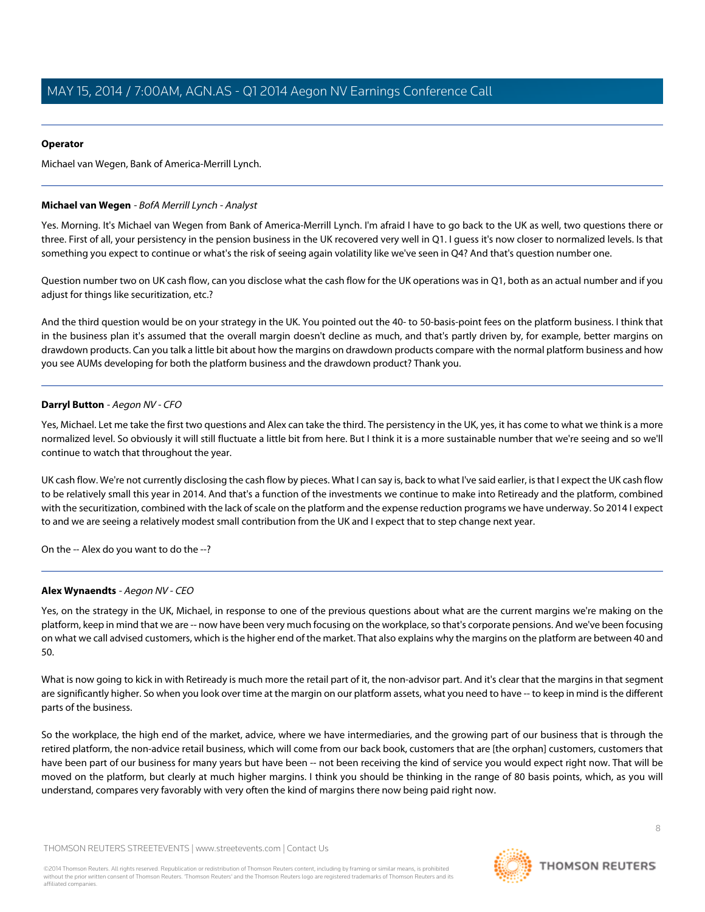**Operator**

Michael van Wegen, Bank of America-Merrill Lynch.

---

**Michael van Wegen** - *BofA Merrill Lynch - Analyst*

Yes. Morning. It's Michael van Wegen from Bank of America-Merrill Lynch. I'm afraid I have to go back to the UK as well, two questions there or three. First of all, your persistency in the pension business in the UK recovered very well in Q1. I guess it's now closer to normalized levels. Is that something you expect to continue or what's the risk of seeing again volatility like we've seen in Q4? And that's question number one.

Question number two on UK cash flow, can you disclose what the cash flow for the UK operations was in Q1, both as an actual number and if you adjust for things like securitization, etc.?

And the third question would be on your strategy in the UK. You pointed out the 40- to 50-basis-point fees on the platform business. I think that in the business plan it's assumed that the overall margin doesn't decline as much, and that's partly driven by, for example, better margins on drawdown products. Can you talk a little bit about how the margins on drawdown products compare with the normal platform business and how you see AUMs developing for both the platform business and the drawdown product? Thank you.

---

**Darryl Button** - *Aegon NV - CFO*

Yes, Michael. Let me take the first two questions and Alex can take the third. The persistency in the UK, yes, it has come to what we think is a more normalized level. So obviously it will still fluctuate a little bit from here. But I think it is a more sustainable number that we're seeing and so we'll continue to watch that throughout the year.

UK cash flow. We're not currently disclosing the cash flow by pieces. What I can say is, back to what I've said earlier, is that I expect the UK cash flow to be relatively small this year in 2014. And that's a function of the investments we continue to make into Retiready and the platform, combined with the securitization, combined with the lack of scale on the platform and the expense reduction programs we have underway. So 2014 I expect to and we are seeing a relatively modest small contribution from the UK and I expect that to step change next year.

On the -- Alex do you want to do the --?

---

**Alex Wynaendts** - *Aegon NV - CEO*

Yes, on the strategy in the UK, Michael, in response to one of the previous questions about what are the current margins we're making on the platform, keep in mind that we are -- now have been very much focusing on the workplace, so that's corporate pensions. And we've been focusing on what we call advised customers, which is the higher end of the market. That also explains why the margins on the platform are between 40 and 50.

What is now going to kick in with Retiready is much more the retail part of it, the non-advisor part. And it's clear that the margins in that segment are significantly higher. So when you look over time at the margin on our platform assets, what you need to have -- to keep in mind is the different parts of the business.

So the workplace, the high end of the market, advice, where we have intermediaries, and the growing part of our business that is through the retired platform, the non-advice retail business, which will come from our back book, customers that are [the orphan] customers, customers that have been part of our business for many years but have been -- not been receiving the kind of service you would expect right now. That will be moved on the platform, but clearly at much higher margins. I think you should be thinking in the range of 80 basis points, which, as you will understand, compares very favorably with very often the kind of margins there now being paid right now.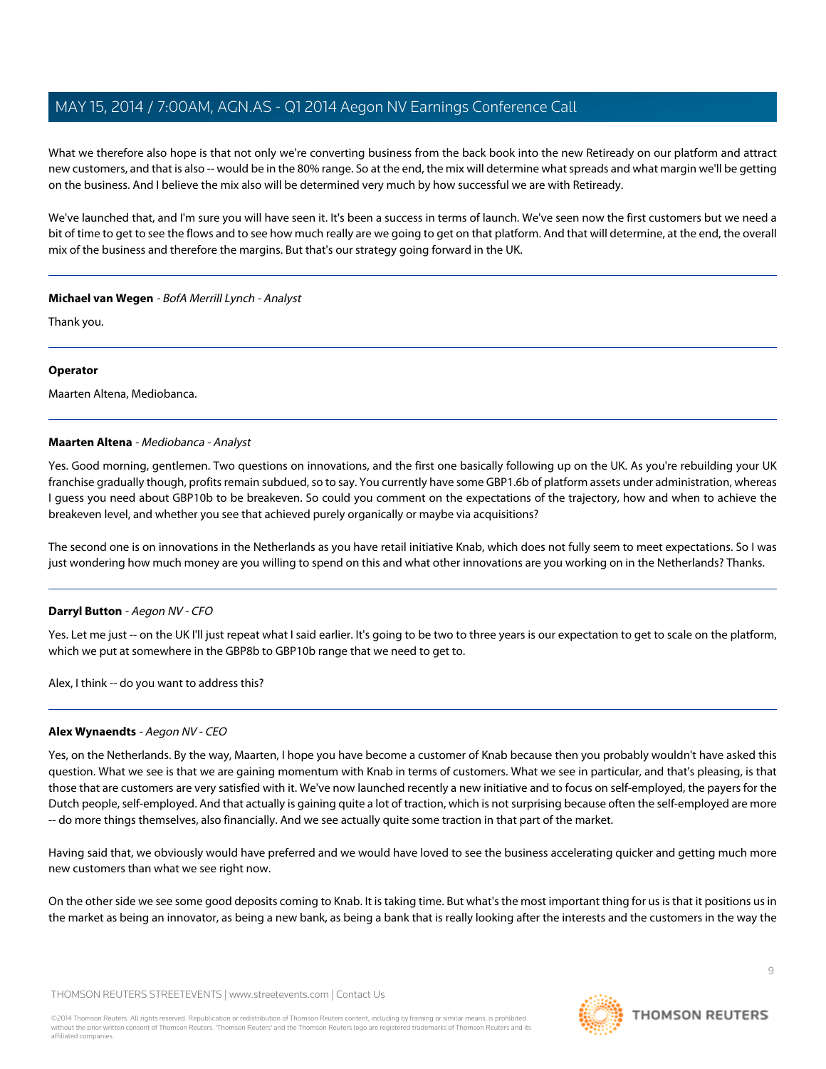What we therefore also hope is that not only we're converting business from the back book into the new Retiready on our platform and attract new customers, and that is also -- would be in the 80% range. So at the end, the mix will determine what spreads and what margin we'll be getting on the business. And I believe the mix also will be determined very much by how successful we are with Retiready.

We've launched that, and I'm sure you will have seen it. It's been a success in terms of launch. We've seen now the first customers but we need a bit of time to get to see the flows and to see how much really are we going to get on that platform. And that will determine, at the end, the overall mix of the business and therefore the margins. But that's our strategy going forward in the UK.

---

**Michael van Wegen** - *BofA Merrill Lynch - Analyst*

Thank you.

---

**Operator**

Maarten Altena, Mediobanca.

---

**Maarten Altena** - *Mediobanca - Analyst*

Yes. Good morning, gentlemen. Two questions on innovations, and the first one basically following up on the UK. As you're rebuilding your UK franchise gradually though, profits remain subdued, so to say. You currently have some GBP1.6b of platform assets under administration, whereas I guess you need about GBP10b to be breakeven. So could you comment on the expectations of the trajectory, how and when to achieve the breakeven level, and whether you see that achieved purely organically or maybe via acquisitions?

The second one is on innovations in the Netherlands as you have retail initiative Knab, which does not fully seem to meet expectations. So I was just wondering how much money are you willing to spend on this and what other innovations are you working on in the Netherlands? Thanks.

---

**Darryl Button** - *Aegon NV - CFO*

Yes. Let me just -- on the UK I'll just repeat what I said earlier. It's going to be two to three years is our expectation to get to scale on the platform, which we put at somewhere in the GBP8b to GBP10b range that we need to get to.

Alex, I think -- do you want to address this?

---

**Alex Wynaendts** - *Aegon NV - CEO*

Yes, on the Netherlands. By the way, Maarten, I hope you have become a customer of Knab because then you probably wouldn't have asked this question. What we see is that we are gaining momentum with Knab in terms of customers. What we see in particular, and that's pleasing, is that those that are customers are very satisfied with it. We've now launched recently a new initiative and to focus on self-employed, the payers for the Dutch people, self-employed. And that actually is gaining quite a lot of traction, which is not surprising because often the self-employed are more -- do more things themselves, also financially. And we see actually quite some traction in that part of the market.

Having said that, we obviously would have preferred and we would have loved to see the business accelerating quicker and getting much more new customers than what we see right now.

On the other side we see some good deposits coming to Knab. It is taking time. But what's the most important thing for us is that it positions us in the market as being an innovator, as being a new bank, as being a bank that is really looking after the interests and the customers in the way the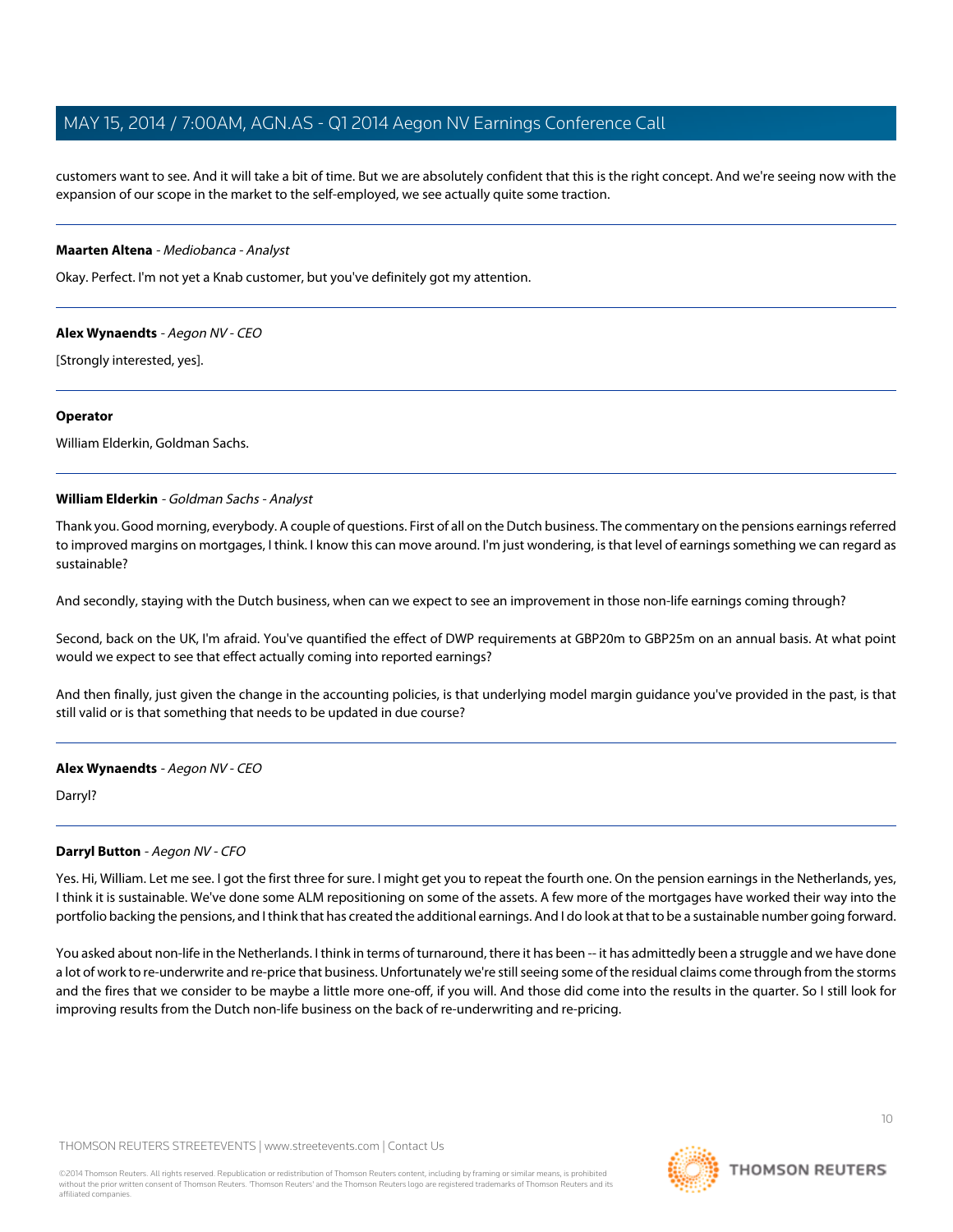customers want to see. And it will take a bit of time. But we are absolutely confident that this is the right concept. And we're seeing now with the expansion of our scope in the market to the self-employed, we see actually quite some traction.

---

**Maarten Altena** - *Mediobanca - Analyst*

Okay. Perfect. I'm not yet a Knab customer, but you've definitely got my attention.

---

**Alex Wynaendts** - *Aegon NV - CEO*

[Strongly interested, yes].

---

**Operator**

William Elderkin, Goldman Sachs.

---

**William Elderkin** - *Goldman Sachs - Analyst*

Thank you. Good morning, everybody. A couple of questions. First of all on the Dutch business. The commentary on the pensions earnings referred to improved margins on mortgages, I think. I know this can move around. I'm just wondering, is that level of earnings something we can regard as sustainable?

And secondly, staying with the Dutch business, when can we expect to see an improvement in those non-life earnings coming through?

Second, back on the UK, I'm afraid. You've quantified the effect of DWP requirements at GBP20m to GBP25m on an annual basis. At what point would we expect to see that effect actually coming into reported earnings?

And then finally, just given the change in the accounting policies, is that underlying model margin guidance you've provided in the past, is that still valid or is that something that needs to be updated in due course?

---

**Alex Wynaendts** - *Aegon NV - CEO*

Darryl?

---

**Darryl Button** - *Aegon NV - CFO*

Yes. Hi, William. Let me see. I got the first three for sure. I might get you to repeat the fourth one. On the pension earnings in the Netherlands, yes, I think it is sustainable. We've done some ALM repositioning on some of the assets. A few more of the mortgages have worked their way into the portfolio backing the pensions, and I think that has created the additional earnings. And I do look at that to be a sustainable number going forward.

You asked about non-life in the Netherlands. I think in terms of turnaround, there it has been -- it has admittedly been a struggle and we have done a lot of work to re-underwrite and re-price that business. Unfortunately we're still seeing some of the residual claims come through from the storms and the fires that we consider to be maybe a little more one-off, if you will. And those did come into the results in the quarter. So I still look for improving results from the Dutch non-life business on the back of re-underwriting and re-pricing.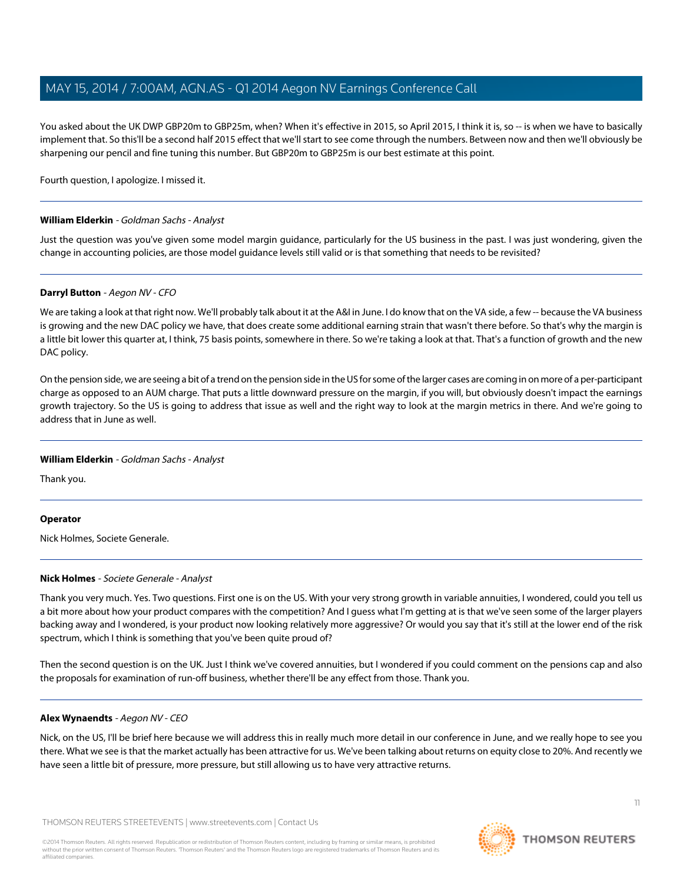You asked about the UK DWP GBP20m to GBP25m, when? When it's effective in 2015, so April 2015, I think it is, so -- is when we have to basically implement that. So this'll be a second half 2015 effect that we'll start to see come through the numbers. Between now and then we'll obviously be sharpening our pencil and fine tuning this number. But GBP20m to GBP25m is our best estimate at this point.

Fourth question, I apologize. I missed it.

---

**William Elderkin** - *Goldman Sachs - Analyst*

Just the question was you've given some model margin guidance, particularly for the US business in the past. I was just wondering, given the change in accounting policies, are those model guidance levels still valid or is that something that needs to be revisited?

---

**Darryl Button** - *Aegon NV - CFO*

We are taking a look at that right now. We'll probably talk about it at the A&I in June. I do know that on the VA side, a few -- because the VA business is growing and the new DAC policy we have, that does create some additional earning strain that wasn't there before. So that's why the margin is a little bit lower this quarter at, I think, 75 basis points, somewhere in there. So we're taking a look at that. That's a function of growth and the new DAC policy.

On the pension side, we are seeing a bit of a trend on the pension side in the US for some of the larger cases are coming in on more of a per-participant charge as opposed to an AUM charge. That puts a little downward pressure on the margin, if you will, but obviously doesn't impact the earnings growth trajectory. So the US is going to address that issue as well and the right way to look at the margin metrics in there. And we're going to address that in June as well.

---

**William Elderkin** - *Goldman Sachs - Analyst*

Thank you.

---

**Operator**

Nick Holmes, Societe Generale.

---

**Nick Holmes** - *Societe Generale - Analyst*

Thank you very much. Yes. Two questions. First one is on the US. With your very strong growth in variable annuities, I wondered, could you tell us a bit more about how your product compares with the competition? And I guess what I'm getting at is that we've seen some of the larger players backing away and I wondered, is your product now looking relatively more aggressive? Or would you say that it's still at the lower end of the risk spectrum, which I think is something that you've been quite proud of?

Then the second question is on the UK. Just I think we've covered annuities, but I wondered if you could comment on the pensions cap and also the proposals for examination of run-off business, whether there'll be any effect from those. Thank you.

---

**Alex Wynaendts** - *Aegon NV - CEO*

Nick, on the US, I'll be brief here because we will address this in really much more detail in our conference in June, and we really hope to see you there. What we see is that the market actually has been attractive for us. We've been talking about returns on equity close to 20%. And recently we have seen a little bit of pressure, more pressure, but still allowing us to have very attractive returns.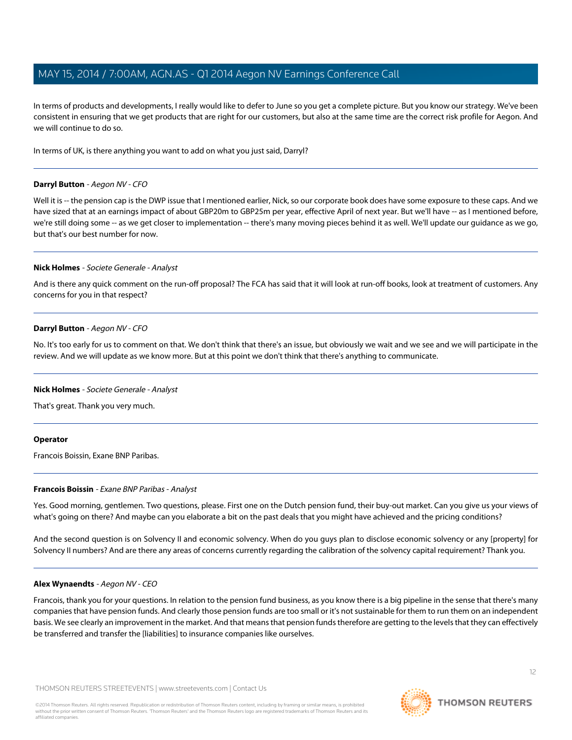In terms of products and developments, I really would like to defer to June so you get a complete picture. But you know our strategy. We've been consistent in ensuring that we get products that are right for our customers, but also at the same time are the correct risk profile for Aegon. And we will continue to do so.

In terms of UK, is there anything you want to add on what you just said, Darryl?

---

**Darryl Button** - *Aegon NV - CFO*

Well it is -- the pension cap is the DWP issue that I mentioned earlier, Nick, so our corporate book does have some exposure to these caps. And we have sized that at an earnings impact of about GBP20m to GBP25m per year, effective April of next year. But we'll have -- as I mentioned before, we're still doing some -- as we get closer to implementation -- there's many moving pieces behind it as well. We'll update our guidance as we go, but that's our best number for now.

---

**Nick Holmes** - *Societe Generale - Analyst*

And is there any quick comment on the run-off proposal? The FCA has said that it will look at run-off books, look at treatment of customers. Any concerns for you in that respect?

---

**Darryl Button** - *Aegon NV - CFO*

No. It's too early for us to comment on that. We don't think that there's an issue, but obviously we wait and we see and we will participate in the review. And we will update as we know more. But at this point we don't think that there's anything to communicate.

---

**Nick Holmes** - *Societe Generale - Analyst*

That's great. Thank you very much.

---

**Operator**

Francois Boissin, Exane BNP Paribas.

---

**Francois Boissin** - *Exane BNP Paribas - Analyst*

Yes. Good morning, gentlemen. Two questions, please. First one on the Dutch pension fund, their buy-out market. Can you give us your views of what's going on there? And maybe can you elaborate a bit on the past deals that you might have achieved and the pricing conditions?

And the second question is on Solvency II and economic solvency. When do you guys plan to disclose economic solvency or any [property] for Solvency II numbers? And are there any areas of concerns currently regarding the calibration of the solvency capital requirement? Thank you.

---

**Alex Wynaendts** - *Aegon NV - CEO*

Francois, thank you for your questions. In relation to the pension fund business, as you know there is a big pipeline in the sense that there's many companies that have pension funds. And clearly those pension funds are too small or it's not sustainable for them to run them on an independent basis. We see clearly an improvement in the market. And that means that pension funds therefore are getting to the levels that they can effectively be transferred and transfer the [liabilities] to insurance companies like ourselves.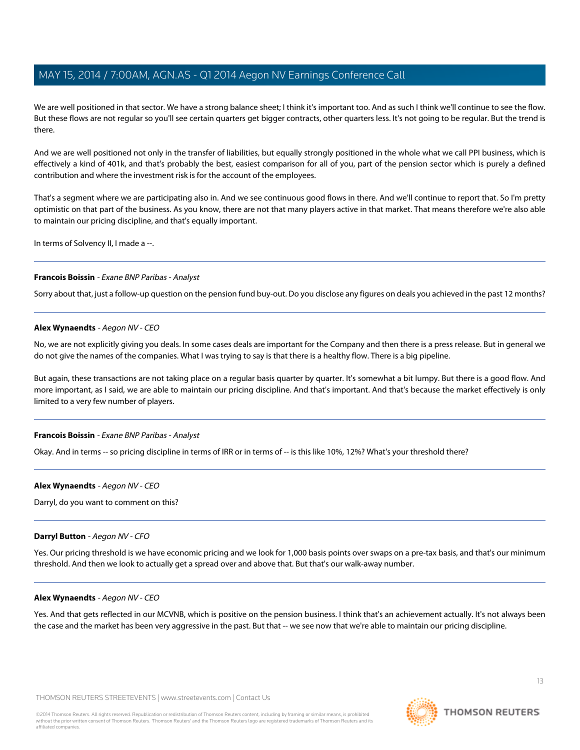We are well positioned in that sector. We have a strong balance sheet; I think it's important too. And as such I think we'll continue to see the flow. But these flows are not regular so you'll see certain quarters get bigger contracts, other quarters less. It's not going to be regular. But the trend is there.

And we are well positioned not only in the transfer of liabilities, but equally strongly positioned in the whole what we call PPI business, which is effectively a kind of 401k, and that's probably the best, easiest comparison for all of you, part of the pension sector which is purely a defined contribution and where the investment risk is for the account of the employees.

That's a segment where we are participating also in. And we see continuous good flows in there. And we'll continue to report that. So I'm pretty optimistic on that part of the business. As you know, there are not that many players active in that market. That means therefore we're also able to maintain our pricing discipline, and that's equally important.

In terms of Solvency II, I made a --.

---

**Francois Boissin** - *Exane BNP Paribas - Analyst*

Sorry about that, just a follow-up question on the pension fund buy-out. Do you disclose any figures on deals you achieved in the past 12 months?

---

**Alex Wynaendts** - *Aegon NV - CEO*

No, we are not explicitly giving you deals. In some cases deals are important for the Company and then there is a press release. But in general we do not give the names of the companies. What I was trying to say is that there is a healthy flow. There is a big pipeline.

But again, these transactions are not taking place on a regular basis quarter by quarter. It's somewhat a bit lumpy. But there is a good flow. And more important, as I said, we are able to maintain our pricing discipline. And that's important. And that's because the market effectively is only limited to a very few number of players.

---

**Francois Boissin** - *Exane BNP Paribas - Analyst*

Okay. And in terms -- so pricing discipline in terms of IRR or in terms of -- is this like 10%, 12%? What's your threshold there?

---

**Alex Wynaendts** - *Aegon NV - CEO*

Darryl, do you want to comment on this?

---

**Darryl Button** - *Aegon NV - CFO*

Yes. Our pricing threshold is we have economic pricing and we look for 1,000 basis points over swaps on a pre-tax basis, and that's our minimum threshold. And then we look to actually get a spread over and above that. But that's our walk-away number.

---

**Alex Wynaendts** - *Aegon NV - CEO*

Yes. And that gets reflected in our MCVNB, which is positive on the pension business. I think that's an achievement actually. It's not always been the case and the market has been very aggressive in the past. But that -- we see now that we're able to maintain our pricing discipline.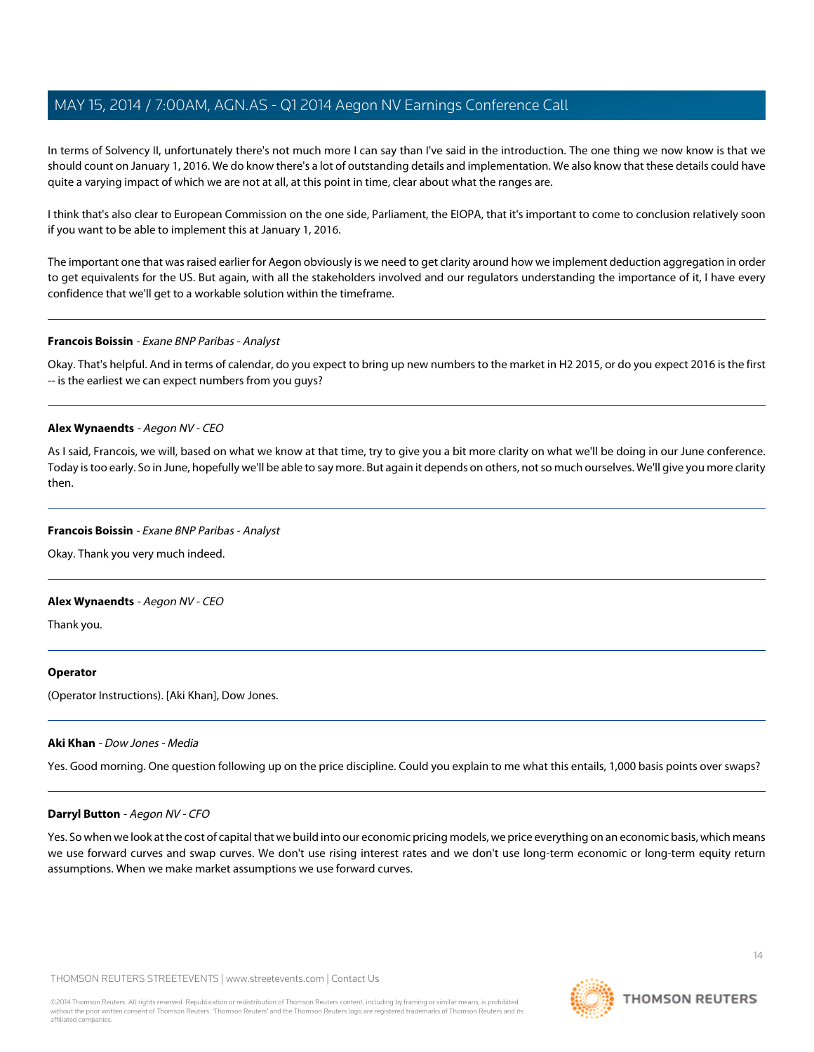In terms of Solvency II, unfortunately there's not much more I can say than I've said in the introduction. The one thing we now know is that we should count on January 1, 2016. We do know there's a lot of outstanding details and implementation. We also know that these details could have quite a varying impact of which we are not at all, at this point in time, clear about what the ranges are.

I think that's also clear to European Commission on the one side, Parliament, the EIOPA, that it's important to come to conclusion relatively soon if you want to be able to implement this at January 1, 2016.

The important one that was raised earlier for Aegon obviously is we need to get clarity around how we implement deduction aggregation in order to get equivalents for the US. But again, with all the stakeholders involved and our regulators understanding the importance of it, I have every confidence that we'll get to a workable solution within the timeframe.

---

**Francois Boissin** - *Exane BNP Paribas - Analyst*

Okay. That's helpful. And in terms of calendar, do you expect to bring up new numbers to the market in H2 2015, or do you expect 2016 is the first -- is the earliest we can expect numbers from you guys?

---

**Alex Wynaendts** - *Aegon NV - CEO*

As I said, Francois, we will, based on what we know at that time, try to give you a bit more clarity on what we'll be doing in our June conference. Today is too early. So in June, hopefully we'll be able to say more. But again it depends on others, not so much ourselves. We'll give you more clarity then.

---

**Francois Boissin** - *Exane BNP Paribas - Analyst*

Okay. Thank you very much indeed.

---

**Alex Wynaendts** - *Aegon NV - CEO*

Thank you.

---

**Operator**

(Operator Instructions). [Aki Khan], Dow Jones.

---

**Aki Khan** - *Dow Jones - Media*

Yes. Good morning. One question following up on the price discipline. Could you explain to me what this entails, 1,000 basis points over swaps?

---

**Darryl Button** - *Aegon NV - CFO*

Yes. So when we look at the cost of capital that we build into our economic pricing models, we price everything on an economic basis, which means we use forward curves and swap curves. We don't use rising interest rates and we don't use long-term economic or long-term equity return assumptions. When we make market assumptions we use forward curves.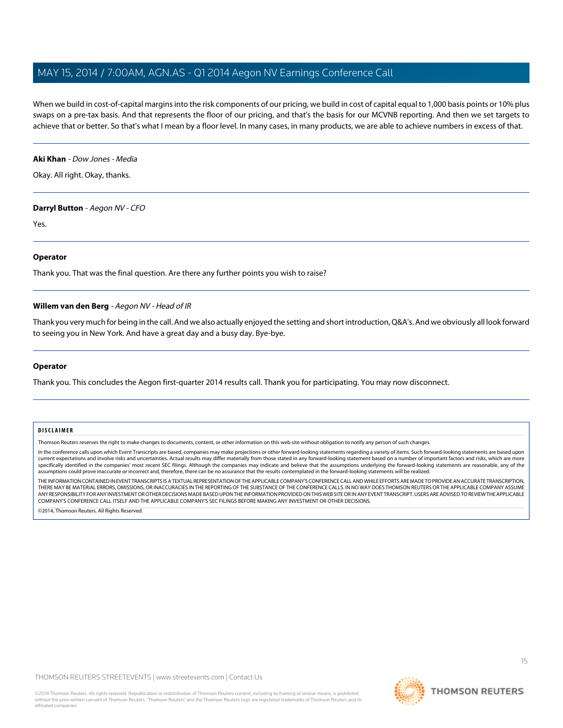When we build in cost-of-capital margins into the risk components of our pricing, we build in cost of capital equal to 1,000 basis points or 10% plus swaps on a pre-tax basis. And that represents the floor of our pricing, and that's the basis for our MCVNB reporting. And then we set targets to achieve that or better. So that's what I mean by a floor level. In many cases, in many products, we are able to achieve numbers in excess of that.

---

**Aki Khan** - *Dow Jones - Media*

Okay. All right. Okay, thanks.

---

**Darryl Button** - *Aegon NV - CFO*

Yes.

---

**Operator**

Thank you. That was the final question. Are there any further points you wish to raise?

---

**Willem van den Berg** - *Aegon NV - Head of IR*

Thank you very much for being in the call. And we also actually enjoyed the setting and short introduction, Q&A's. And we obviously all look forward to seeing you in New York. And have a great day and a busy day. Bye-bye.

---

**Operator**

Thank you. This concludes the Aegon first-quarter 2014 results call. Thank you for participating. You may now disconnect.

---

**DISCLAIMER**

Thomson Reuters reserves the right to make changes to documents, content, or other information on this web site without obligation to notify any person of such changes.

In the conference calls upon which Event Transcripts are based, companies may make projections or other forward-looking statements regarding a variety of items. Such forward-looking statements are based upon current expectations and involve risks and uncertainties. Actual results may differ materially from those stated in any forward-looking statement based on a number of important factors and risks, which are more specifically identified in the companies' most recent SEC filings. Although the companies may indicate and believe that the assumptions underlying the forward-looking statements are reasonable, any of the assumptions could prove inaccurate or incorrect and, therefore, there can be no assurance that the results contemplated in the forward-looking statements will be realized.

THE INFORMATION CONTAINED IN EVENT TRANSCRIPTS IS A TEXTUAL REPRESENTATION OF THE APPLICABLE COMPANY'S CONFERENCE CALL AND WHILE EFFORTS ARE MADE TO PROVIDE AN ACCURATE TRANSCRIPTION, THERE MAY BE MATERIAL ERRORS, OMISSIONS, OR INACCURACIES IN THE REPORTING OF THE SUBSTANCE OF THE CONFERENCE CALLS. IN NO WAY DOES THOMSON REUTERS OR THE APPLICABLE COMPANY ASSUME ANY RESPONSIBILITY FOR ANY INVESTMENT OR OTHER DECISIONS MADE BASED UPON THE INFORMATION PROVIDED ON THIS WEB SITE OR IN ANY EVENT TRANSCRIPT. USERS ARE ADVISED TO REVIEW THE APPLICABLE COMPANY'S CONFERENCE CALL ITSELF AND THE APPLICABLE COMPANY'S SEC FILINGS BEFORE MAKING ANY INVESTMENT OR OTHER DECISIONS.

©2014, Thomson Reuters. All Rights Reserved.